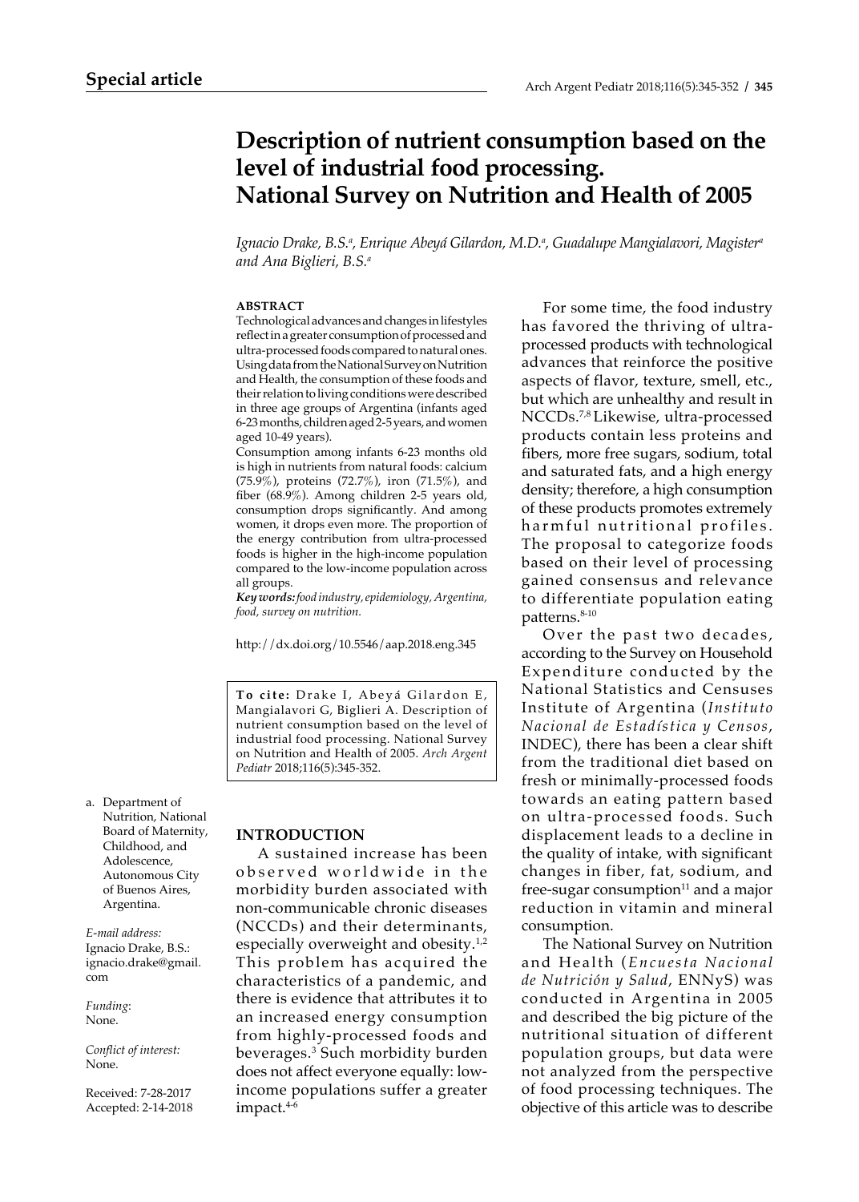**Special article**

# Description of nutrient consumption based on the level of industrial food processing. National Survey on Nutrition and Health of 2005

*Ignacio Drake, B.S.[a], Enrique Abeyá Gilardon, M.D.[a], Guadalupe Mangialavori, Magister[a] and Ana Biglieri, B.S.[a]*

a. Department of Nutrition, National Board of Maternity, Childhood, and Adolescence, Autonomous City of Buenos Aires, Argentina.

*E-mail address:* Ignacio Drake, B.S.: ignacio.drake@gmail.com

*Funding:* None.

*Conflict of interest:* None.

Received: 7-28-2017
Accepted: 2-14-2018

### ABSTRACT

Technological advances and changes in lifestyles reflect in a greater consumption of processed and ultra-processed foods compared to natural ones. Using data from the National Survey on Nutrition and Health, the consumption of these foods and their relation to living conditions were described in three age groups of Argentina (infants aged 6-23 months, children aged 2-5 years, and women aged 10-49 years).

Consumption among infants 6-23 months old is high in nutrients from natural foods: calcium (75.9%), proteins (72.7%), iron (71.5%), and fiber (68.9%). Among children 2-5 years old, consumption drops significantly. And among women, it drops even more. The proportion of the energy contribution from ultra-processed foods is higher in the high-income population compared to the low-income population across all groups.

***Key words:*** *food industry, epidemiology, Argentina, food, survey on nutrition.*

http://dx.doi.org/10.5546/aap.2018.eng.345

**To cite:** Drake I, Abeyá Gilardon E, Mangialavori G, Biglieri A. Description of nutrient consumption based on the level of industrial food processing. National Survey on Nutrition and Health of 2005. *Arch Argent Pediatr* 2018;116(5):345-352.

## INTRODUCTION

A sustained increase has been observed worldwide in the morbidity burden associated with non-communicable chronic diseases (NCCDs) and their determinants, especially overweight and obesity.[1,2] This problem has acquired the characteristics of a pandemic, and there is evidence that attributes it to an increased energy consumption from highly-processed foods and beverages.[3] Such morbidity burden does not affect everyone equally: low-income populations suffer a greater impact.[4-6]

For some time, the food industry has favored the thriving of ultra-processed products with technological advances that reinforce the positive aspects of flavor, texture, smell, etc., but which are unhealthy and result in NCCDs.[7,8] Likewise, ultra-processed products contain less proteins and fibers, more free sugars, sodium, total and saturated fats, and a high energy density; therefore, a high consumption of these products promotes extremely harmful nutritional profiles. The proposal to categorize foods based on their level of processing gained consensus and relevance to differentiate population eating patterns.[8-10]

Over the past two decades, according to the Survey on Household Expenditure conducted by the National Statistics and Censuses Institute of Argentina (*Instituto Nacional de Estadística y Censos*, INDEC), there has been a clear shift from the traditional diet based on fresh or minimally-processed foods towards an eating pattern based on ultra-processed foods. Such displacement leads to a decline in the quality of intake, with significant changes in fiber, fat, sodium, and free-sugar consumption[11] and a major reduction in vitamin and mineral consumption.

The National Survey on Nutrition and Health (*Encuesta Nacional de Nutrición y Salud*, ENNyS) was conducted in Argentina in 2005 and described the big picture of the nutritional situation of different population groups, but data were not analyzed from the perspective of food processing techniques. The objective of this article was to describe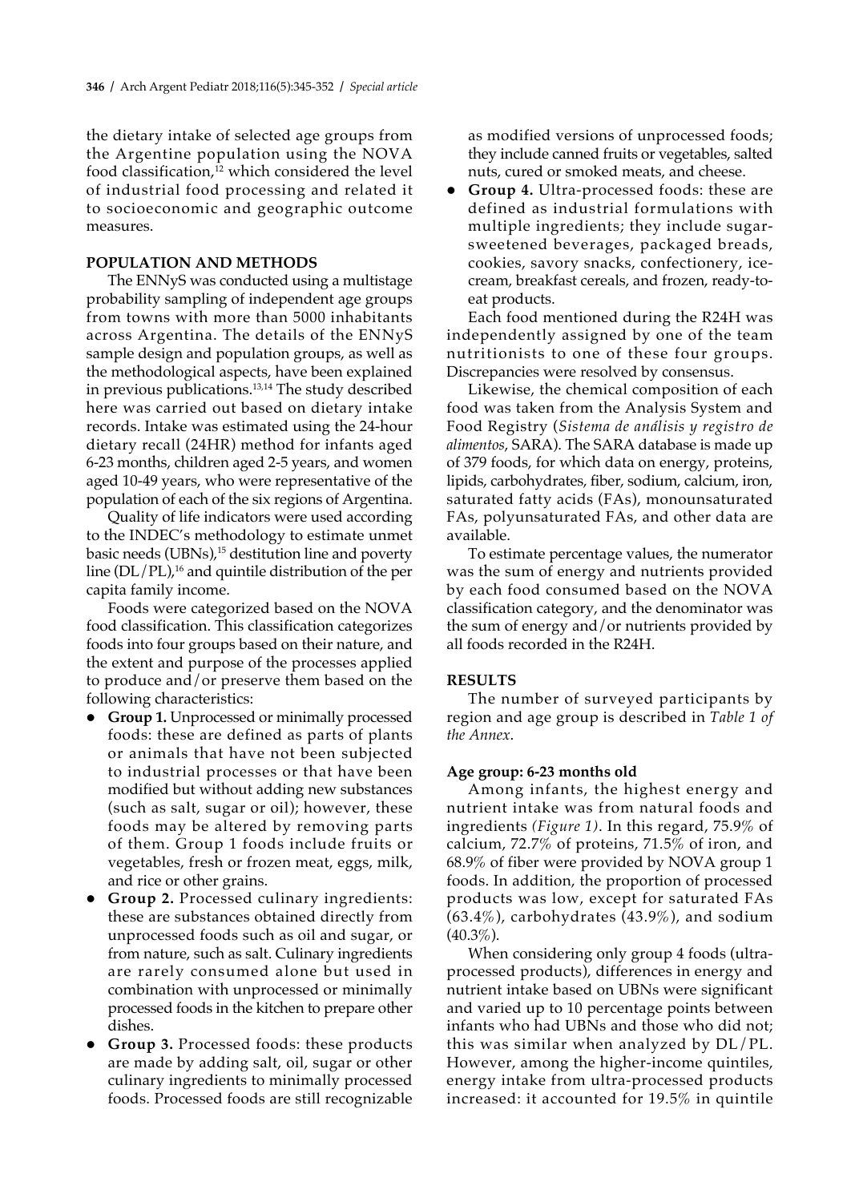the dietary intake of selected age groups from the Argentine population using the NOVA food classification,[12] which considered the level of industrial food processing and related it to socioeconomic and geographic outcome measures.

## POPULATION AND METHODS

The ENNyS was conducted using a multistage probability sampling of independent age groups from towns with more than 5000 inhabitants across Argentina. The details of the ENNyS sample design and population groups, as well as the methodological aspects, have been explained in previous publications.[13,14] The study described here was carried out based on dietary intake records. Intake was estimated using the 24-hour dietary recall (24HR) method for infants aged 6-23 months, children aged 2-5 years, and women aged 10-49 years, who were representative of the population of each of the six regions of Argentina.

Quality of life indicators were used according to the INDEC's methodology to estimate unmet basic needs (UBNs),[15] destitution line and poverty line (DL/PL),[16] and quintile distribution of the per capita family income.

Foods were categorized based on the NOVA food classification. This classification categorizes foods into four groups based on their nature, and the extent and purpose of the processes applied to produce and/or preserve them based on the following characteristics:

- **Group 1.** Unprocessed or minimally processed foods: these are defined as parts of plants or animals that have not been subjected to industrial processes or that have been modified but without adding new substances (such as salt, sugar or oil); however, these foods may be altered by removing parts of them. Group 1 foods include fruits or vegetables, fresh or frozen meat, eggs, milk, and rice or other grains.
- **Group 2.** Processed culinary ingredients: these are substances obtained directly from unprocessed foods such as oil and sugar, or from nature, such as salt. Culinary ingredients are rarely consumed alone but used in combination with unprocessed or minimally processed foods in the kitchen to prepare other dishes.
- **Group 3.** Processed foods: these products are made by adding salt, oil, sugar or other culinary ingredients to minimally processed foods. Processed foods are still recognizable as modified versions of unprocessed foods; they include canned fruits or vegetables, salted nuts, cured or smoked meats, and cheese.
- **Group 4.** Ultra-processed foods: these are defined as industrial formulations with multiple ingredients; they include sugar-sweetened beverages, packaged breads, cookies, savory snacks, confectionery, ice-cream, breakfast cereals, and frozen, ready-to-eat products.

Each food mentioned during the R24H was independently assigned by one of the team nutritionists to one of these four groups. Discrepancies were resolved by consensus.

Likewise, the chemical composition of each food was taken from the Analysis System and Food Registry (*Sistema de análisis y registro de alimentos*, SARA). The SARA database is made up of 379 foods, for which data on energy, proteins, lipids, carbohydrates, fiber, sodium, calcium, iron, saturated fatty acids (FAs), monounsaturated FAs, polyunsaturated FAs, and other data are available.

To estimate percentage values, the numerator was the sum of energy and nutrients provided by each food consumed based on the NOVA classification category, and the denominator was the sum of energy and/or nutrients provided by all foods recorded in the R24H.

## RESULTS

The number of surveyed participants by region and age group is described in *Table 1 of the Annex*.

### Age group: 6-23 months old

Among infants, the highest energy and nutrient intake was from natural foods and ingredients *(Figure 1)*. In this regard, 75.9% of calcium, 72.7% of proteins, 71.5% of iron, and 68.9% of fiber were provided by NOVA group 1 foods. In addition, the proportion of processed products was low, except for saturated FAs (63.4%), carbohydrates (43.9%), and sodium (40.3%).

When considering only group 4 foods (ultra-processed products), differences in energy and nutrient intake based on UBNs were significant and varied up to 10 percentage points between infants who had UBNs and those who did not; this was similar when analyzed by DL/PL. However, among the higher-income quintiles, energy intake from ultra-processed products increased: it accounted for 19.5% in quintile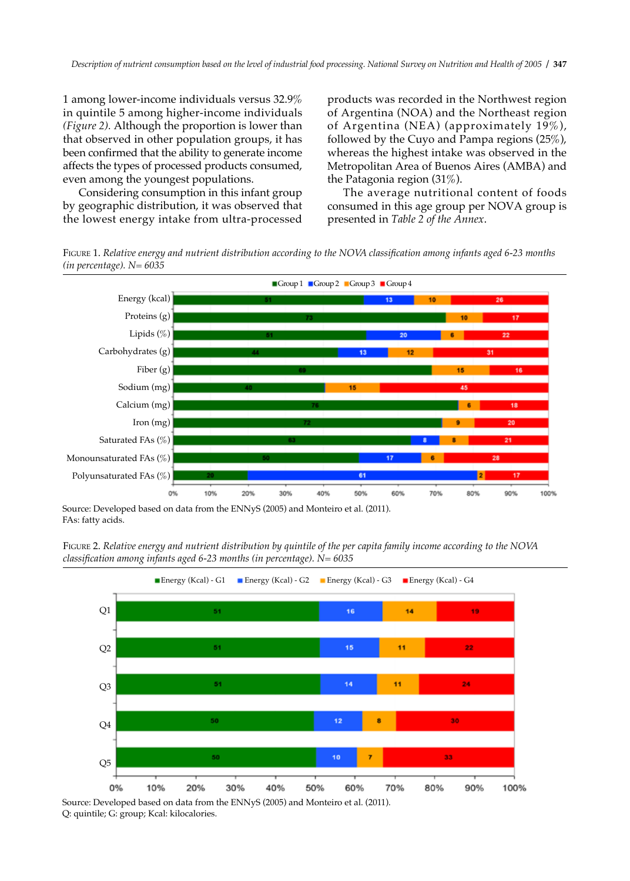1 among lower-income individuals versus 32.9% in quintile 5 among higher-income individuals *(Figure 2)*. Although the proportion is lower than that observed in other population groups, it has been confirmed that the ability to generate income affects the types of processed products consumed, even among the youngest populations.

Considering consumption in this infant group by geographic distribution, it was observed that the lowest energy intake from ultra-processed products was recorded in the Northwest region of Argentina (NOA) and the Northeast region of Argentina (NEA) (approximately 19%), followed by the Cuyo and Pampa regions (25%), whereas the highest intake was observed in the Metropolitan Area of Buenos Aires (AMBA) and the Patagonia region (31%).

The average nutritional content of foods consumed in this age group per NOVA group is presented in *Table 2 of the Annex*.

FIGURE 1. *Relative energy and nutrient distribution according to the NOVA classification among infants aged 6-23 months (in percentage). N= 6035*

Group 1 Group 2 Group 3 Group 4

Energy (kcal) 51 13 10 26
Proteins (g) 73 10 17
Lipids (%) 51 20 6 22
Carbohydrates (g) 44 13 12 31
Fiber (g) 69 15 16
Sodium (mg) 40 15 45
Calcium (mg) 76 6 18
Iron (mg) 72 9 20
Saturated FAs (%) 63 8 8 21
Monounsaturated FAs (%) 50 17 6 28
Polyunsaturated FAs (%) 20 61 2 17

0% 10% 20% 30% 40% 50% 60% 70% 80% 90% 100%

Source: Developed based on data from the ENNyS (2005) and Monteiro et al. (2011).
FAs: fatty acids.

FIGURE 2. *Relative energy and nutrient distribution by quintile of the per capita family income according to the NOVA classification among infants aged 6-23 months (in percentage). N= 6035*

Energy (Kcal) - G1 Energy (Kcal) - G2 Energy (Kcal) - G3 Energy (Kcal) - G4

Q1 51 16 14 19
Q2 51 15 11 22
Q3 51 14 11 24
Q4 50 12 8 30
Q5 50 10 7 33

0% 10% 20% 30% 40% 50% 60% 70% 80% 90% 100%

Source: Developed based on data from the ENNyS (2005) and Monteiro et al. (2011).
Q: quintile; G: group; Kcal: kilocalories.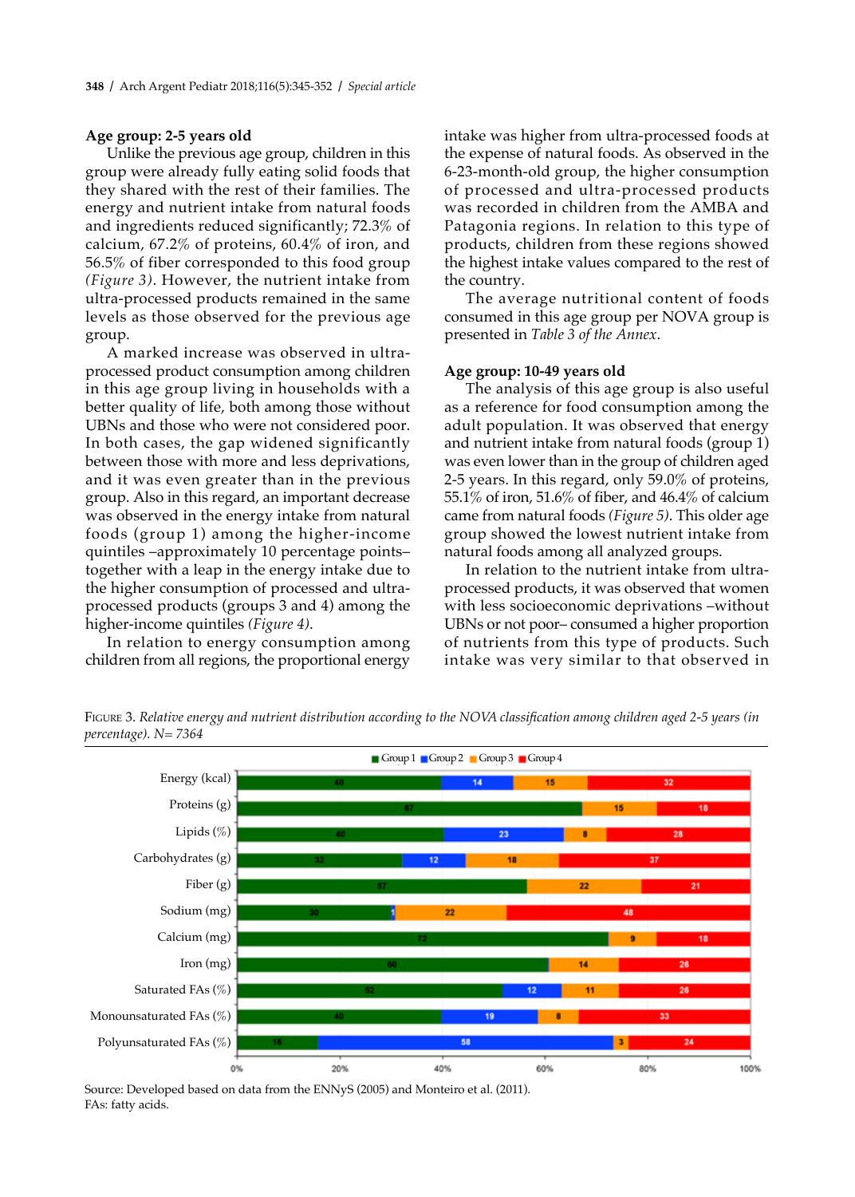## Age group: 2-5 years old

Unlike the previous age group, children in this group were already fully eating solid foods that they shared with the rest of their families. The energy and nutrient intake from natural foods and ingredients reduced significantly; 72.3% of calcium, 67.2% of proteins, 60.4% of iron, and 56.5% of fiber corresponded to this food group *(Figure 3)*. However, the nutrient intake from ultra-processed products remained in the same levels as those observed for the previous age group.

A marked increase was observed in ultra-processed product consumption among children in this age group living in households with a better quality of life, both among those without UBNs and those who were not considered poor. In both cases, the gap widened significantly between those with more and less deprivations, and it was even greater than in the previous group. Also in this regard, an important decrease was observed in the energy intake from natural foods (group 1) among the higher-income quintiles –approximately 10 percentage points– together with a leap in the energy intake due to the higher consumption of processed and ultra-processed products (groups 3 and 4) among the higher-income quintiles *(Figure 4)*.

In relation to energy consumption among children from all regions, the proportional energy intake was higher from ultra-processed foods at the expense of natural foods. As observed in the 6-23-month-old group, the higher consumption of processed and ultra-processed products was recorded in children from the AMBA and Patagonia regions. In relation to this type of products, children from these regions showed the highest intake values compared to the rest of the country.

The average nutritional content of foods consumed in this age group per NOVA group is presented in *Table 3 of the Annex*.

## Age group: 10-49 years old

The analysis of this age group is also useful as a reference for food consumption among the adult population. It was observed that energy and nutrient intake from natural foods (group 1) was even lower than in the group of children aged 2-5 years. In this regard, only 59.0% of proteins, 55.1% of iron, 51.6% of fiber, and 46.4% of calcium came from natural foods *(Figure 5)*. This older age group showed the lowest nutrient intake from natural foods among all analyzed groups.

In relation to the nutrient intake from ultra-processed products, it was observed that women with less socioeconomic deprivations –without UBNs or not poor– consumed a higher proportion of nutrients from this type of products. Such intake was very similar to that observed in

Figure 3. *Relative energy and nutrient distribution according to the NOVA classification among children aged 2-5 years (in percentage). N= 7364*

Group 1 Group 2 Group 3 Group 4

Energy (kcal): 40, 14, 15, 32
Proteins (g): 67, 15, 18
Lipids (%): 40, 23, 8, 28
Carbohydrates (g): 32, 12, 18, 37
Fiber (g): 57, 22, 21
Sodium (mg): 30, 1, 22, 48
Calcium (mg): 72, 9, 18
Iron (mg): 60, 14, 26
Saturated FAs (%): 52, 12, 11, 26
Monounsaturated FAs (%): 40, 19, 8, 33
Polyunsaturated FAs (%): 16, 58, 3, 24

0% 20% 40% 60% 80% 100%

Source: Developed based on data from the ENNyS (2005) and Monteiro et al. (2011).
FAs: fatty acids.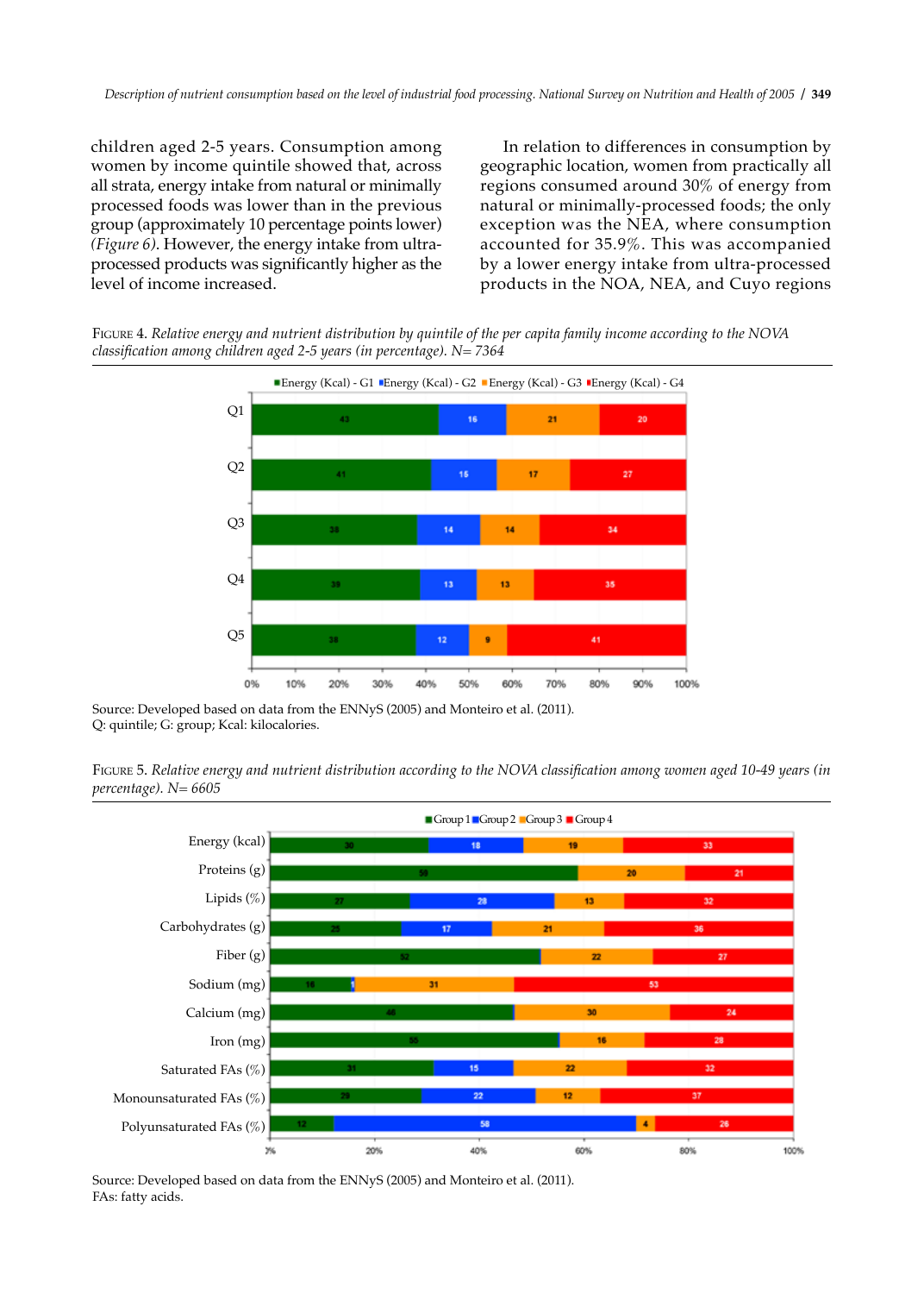children aged 2-5 years. Consumption among women by income quintile showed that, across all strata, energy intake from natural or minimally processed foods was lower than in the previous group (approximately 10 percentage points lower) *(Figure 6)*. However, the energy intake from ultra-processed products was significantly higher as the level of income increased.

In relation to differences in consumption by geographic location, women from practically all regions consumed around 30% of energy from natural or minimally-processed foods; the only exception was the NEA, where consumption accounted for 35.9%. This was accompanied by a lower energy intake from ultra-processed products in the NOA, NEA, and Cuyo regions

FIGURE 4. *Relative energy and nutrient distribution by quintile of the per capita family income according to the NOVA classification among children aged 2-5 years (in percentage). N= 7364*

Energy (Kcal) - G1
Energy (Kcal) - G2
Energy (Kcal) - G3
Energy (Kcal) - G4

Q1: 43, 16, 21, 20
Q2: 41, 15, 17, 27
Q3: 38, 14, 14, 34
Q4: 39, 13, 13, 35
Q5: 38, 12, 9, 41

0% 10% 20% 30% 40% 50% 60% 70% 80% 90% 100%

Source: Developed based on data from the ENNyS (2005) and Monteiro et al. (2011).
Q: quintile; G: group; Kcal: kilocalories.

FIGURE 5. *Relative energy and nutrient distribution according to the NOVA classification among women aged 10-49 years (in percentage). N= 6605*

Group 1
Group 2
Group 3
Group 4

Energy (kcal): 30, 18, 19, 33
Proteins (g): 59, 20, 21
Lipids (%): 27, 28, 13, 32
Carbohydrates (g): 25, 17, 21, 36
Fiber (g): 52, 22, 27
Sodium (mg): 16, 1, 31, 53
Calcium (mg): 46, 30, 24
Iron (mg): 55, 16, 28
Saturated FAs (%): 31, 15, 22, 32
Monounsaturated FAs (%): 29, 22, 12, 37
Polyunsaturated FAs (%): 12, 58, 4, 26

0% 20% 40% 60% 80% 100%

Source: Developed based on data from the ENNyS (2005) and Monteiro et al. (2011).
FAs: fatty acids.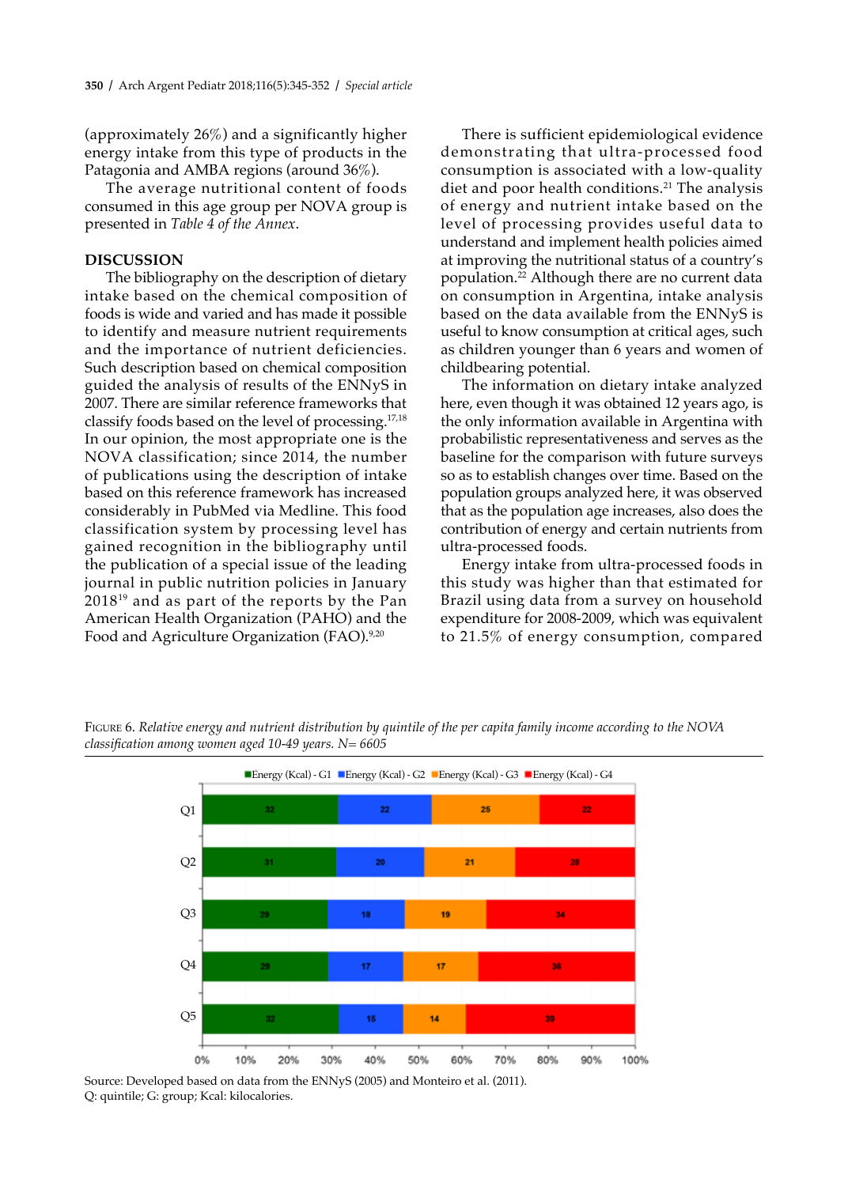(approximately 26%) and a significantly higher energy intake from this type of products in the Patagonia and AMBA regions (around 36%).

The average nutritional content of foods consumed in this age group per NOVA group is presented in *Table 4 of the Annex*.

## DISCUSSION

The bibliography on the description of dietary intake based on the chemical composition of foods is wide and varied and has made it possible to identify and measure nutrient requirements and the importance of nutrient deficiencies. Such description based on chemical composition guided the analysis of results of the ENNyS in 2007. There are similar reference frameworks that classify foods based on the level of processing.[17,18] In our opinion, the most appropriate one is the NOVA classification; since 2014, the number of publications using the description of intake based on this reference framework has increased considerably in PubMed via Medline. This food classification system by processing level has gained recognition in the bibliography until the publication of a special issue of the leading journal in public nutrition policies in January 2018[19] and as part of the reports by the Pan American Health Organization (PAHO) and the Food and Agriculture Organization (FAO).[9,20]

There is sufficient epidemiological evidence demonstrating that ultra-processed food consumption is associated with a low-quality diet and poor health conditions.[21] The analysis of energy and nutrient intake based on the level of processing provides useful data to understand and implement health policies aimed at improving the nutritional status of a country's population.[22] Although there are no current data on consumption in Argentina, intake analysis based on the data available from the ENNyS is useful to know consumption at critical ages, such as children younger than 6 years and women of childbearing potential.

The information on dietary intake analyzed here, even though it was obtained 12 years ago, is the only information available in Argentina with probabilistic representativeness and serves as the baseline for the comparison with future surveys so as to establish changes over time. Based on the population groups analyzed here, it was observed that as the population age increases, also does the contribution of energy and certain nutrients from ultra-processed foods.

Energy intake from ultra-processed foods in this study was higher than that estimated for Brazil using data from a survey on household expenditure for 2008-2009, which was equivalent to 21.5% of energy consumption, compared

Figure 6. *Relative energy and nutrient distribution by quintile of the per capita family income according to the NOVA classification among women aged 10-49 years. N= 6605*

Energy (Kcal) - G1 | Energy (Kcal) - G2 | Energy (Kcal) - G3 | Energy (Kcal) - G4

Q1: 32, 22, 25, 22
Q2: 31, 20, 21, 28
Q3: 29, 18, 19, 34
Q4: 29, 17, 17, 36
Q5: 32, 15, 14, 39

0% 10% 20% 30% 40% 50% 60% 70% 80% 90% 100%

Source: Developed based on data from the ENNyS (2005) and Monteiro et al. (2011).
Q: quintile; G: group; Kcal: kilocalories.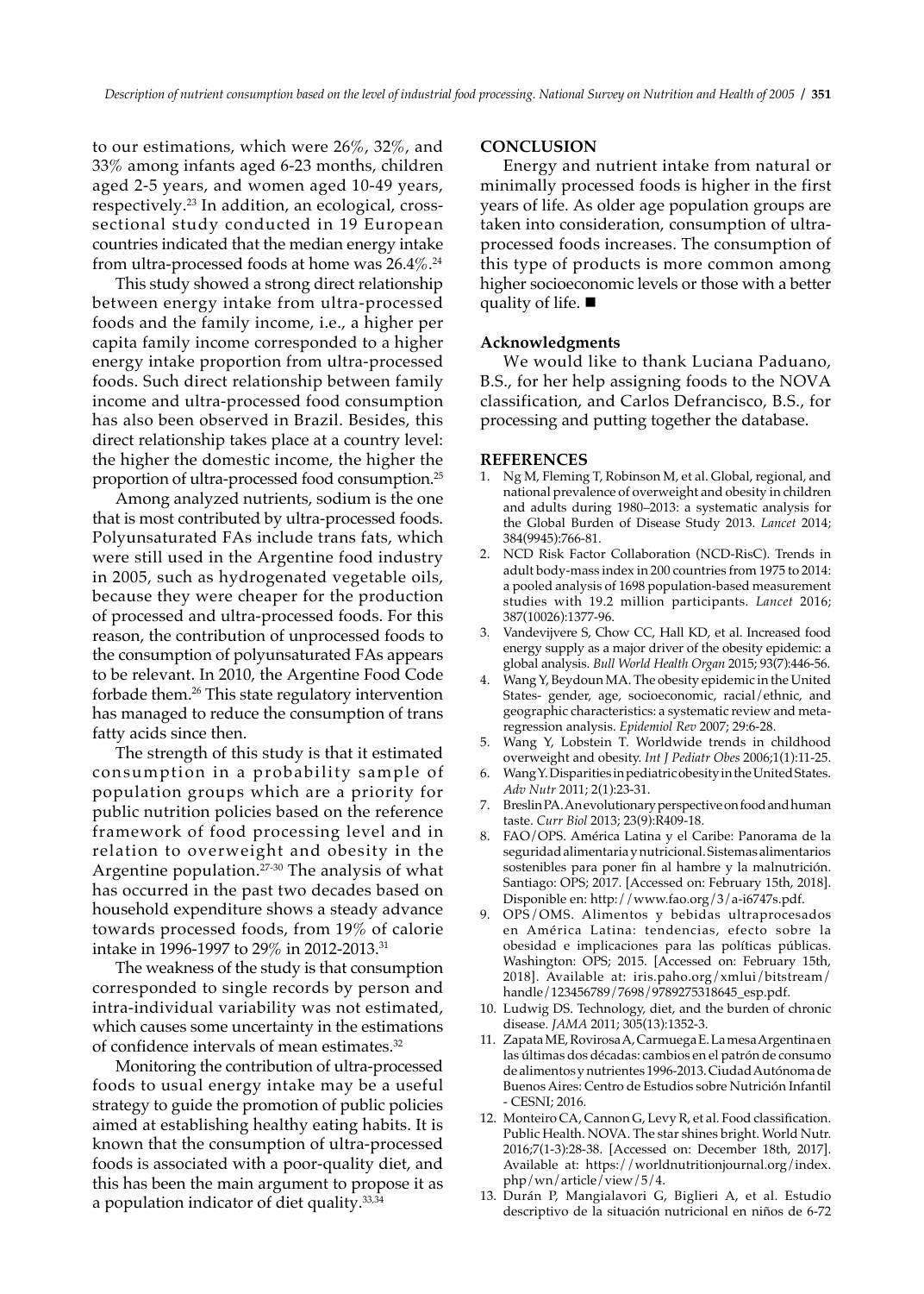to our estimations, which were 26%, 32%, and 33% among infants aged 6-23 months, children aged 2-5 years, and women aged 10-49 years, respectively.[23] In addition, an ecological, cross-sectional study conducted in 19 European countries indicated that the median energy intake from ultra-processed foods at home was 26.4%.[24]

This study showed a strong direct relationship between energy intake from ultra-processed foods and the family income, i.e., a higher per capita family income corresponded to a higher energy intake proportion from ultra-processed foods. Such direct relationship between family income and ultra-processed food consumption has also been observed in Brazil. Besides, this direct relationship takes place at a country level: the higher the domestic income, the higher the proportion of ultra-processed food consumption.[25]

Among analyzed nutrients, sodium is the one that is most contributed by ultra-processed foods. Polyunsaturated FAs include trans fats, which were still used in the Argentine food industry in 2005, such as hydrogenated vegetable oils, because they were cheaper for the production of processed and ultra-processed foods. For this reason, the contribution of unprocessed foods to the consumption of polyunsaturated FAs appears to be relevant. In 2010, the Argentine Food Code forbade them.[26] This state regulatory intervention has managed to reduce the consumption of trans fatty acids since then.

The strength of this study is that it estimated consumption in a probability sample of population groups which are a priority for public nutrition policies based on the reference framework of food processing level and in relation to overweight and obesity in the Argentine population.[27-30] The analysis of what has occurred in the past two decades based on household expenditure shows a steady advance towards processed foods, from 19% of calorie intake in 1996-1997 to 29% in 2012-2013.[31]

The weakness of the study is that consumption corresponded to single records by person and intra-individual variability was not estimated, which causes some uncertainty in the estimations of confidence intervals of mean estimates.[32]

Monitoring the contribution of ultra-processed foods to usual energy intake may be a useful strategy to guide the promotion of public policies aimed at establishing healthy eating habits. It is known that the consumption of ultra-processed foods is associated with a poor-quality diet, and this has been the main argument to propose it as a population indicator of diet quality.[33,34]

## CONCLUSION

Energy and nutrient intake from natural or minimally processed foods is higher in the first years of life. As older age population groups are taken into consideration, consumption of ultra-processed foods increases. The consumption of this type of products is more common among higher socioeconomic levels or those with a better quality of life. ■

### Acknowledgments

We would like to thank Luciana Paduano, B.S., for her help assigning foods to the NOVA classification, and Carlos Defrancisco, B.S., for processing and putting together the database.

## REFERENCES

1. Ng M, Fleming T, Robinson M, et al. Global, regional, and national prevalence of overweight and obesity in children and adults during 1980–2013: a systematic analysis for the Global Burden of Disease Study 2013. *Lancet* 2014; 384(9945):766-81.
2. NCD Risk Factor Collaboration (NCD-RisC). Trends in adult body-mass index in 200 countries from 1975 to 2014: a pooled analysis of 1698 population-based measurement studies with 19.2 million participants. *Lancet* 2016; 387(10026):1377-96.
3. Vandevijvere S, Chow CC, Hall KD, et al. Increased food energy supply as a major driver of the obesity epidemic: a global analysis. *Bull World Health Organ* 2015; 93(7):446-56.
4. Wang Y, Beydoun MA. The obesity epidemic in the United States- gender, age, socioeconomic, racial/ethnic, and geographic characteristics: a systematic review and meta-regression analysis. *Epidemiol Rev* 2007; 29:6-28.
5. Wang Y, Lobstein T. Worldwide trends in childhood overweight and obesity. *Int J Pediatr Obes* 2006;1(1):11-25.
6. Wang Y. Disparities in pediatric obesity in the United States. *Adv Nutr* 2011; 2(1):23-31.
7. Breslin PA. An evolutionary perspective on food and human taste. *Curr Biol* 2013; 23(9):R409-18.
8. FAO/OPS. América Latina y el Caribe: Panorama de la seguridad alimentaria y nutricional. Sistemas alimentarios sostenibles para poner fin al hambre y la malnutrición. Santiago: OPS; 2017. [Accessed on: February 15th, 2018]. Disponible en: http://www.fao.org/3/a-i6747s.pdf.
9. OPS/OMS. Alimentos y bebidas ultraprocesados en América Latina: tendencias, efecto sobre la obesidad e implicaciones para las políticas públicas. Washington: OPS; 2015. [Accessed on: February 15th, 2018]. Available at: iris.paho.org/xmlui/bitstream/handle/123456789/7698/9789275318645_esp.pdf.
10. Ludwig DS. Technology, diet, and the burden of chronic disease. *JAMA* 2011; 305(13):1352-3.
11. Zapata ME, Rovirosa A, Carmuega E. La mesa Argentina en las últimas dos décadas: cambios en el patrón de consumo de alimentos y nutrientes 1996-2013. Ciudad Autónoma de Buenos Aires: Centro de Estudios sobre Nutrición Infantil - CESNI; 2016.
12. Monteiro CA, Cannon G, Levy R, et al. Food classification. Public Health. NOVA. The star shines bright. World Nutr. 2016;7(1-3):28-38. [Accessed on: December 18th, 2017]. Available at: https://worldnutritionjournal.org/index.php/wn/article/view/5/4.
13. Durán P, Mangialavori G, Biglieri A, et al. Estudio descriptivo de la situación nutricional en niños de 6-72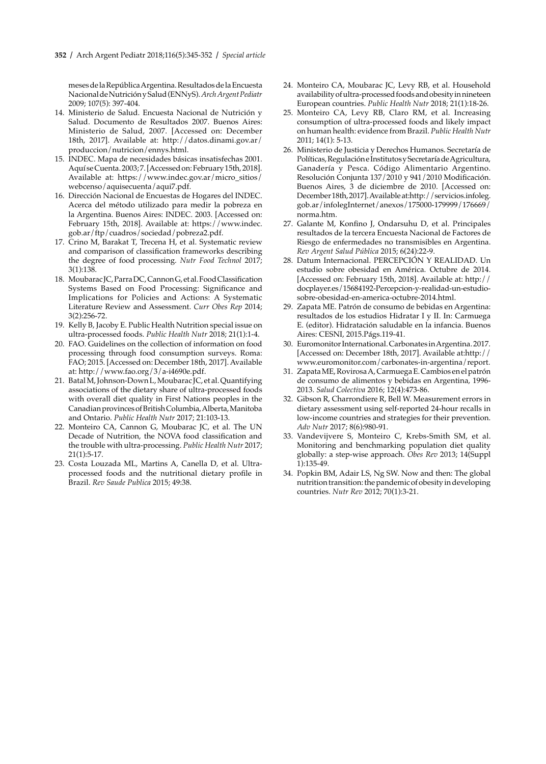meses de la República Argentina. Resultados de la Encuesta Nacional de Nutrición y Salud (ENNyS). *Arch Argent Pediatr* 2009; 107(5): 397-404.

14. Ministerio de Salud. Encuesta Nacional de Nutrición y Salud. Documento de Resultados 2007. Buenos Aires: Ministerio de Salud, 2007. [Accessed on: December 18th, 2017]. Available at: http://datos.dinami.gov.ar/produccion/nutricion/ennys.html.
15. INDEC. Mapa de necesidades básicas insatisfechas 2001. Aquí se Cuenta. 2003; 7. [Accessed on: February 15th, 2018]. Available at: https://www.indec.gov.ar/micro_sitios/webcenso/aquisecuenta/aqui7.pdf.
16. Dirección Nacional de Encuestas de Hogares del INDEC. Acerca del método utilizado para medir la pobreza en la Argentina. Buenos Aires: INDEC. 2003. [Accessed on: February 15th, 2018]. Available at: https://www.indec.gob.ar/ftp/cuadros/sociedad/pobreza2.pdf.
17. Crino M, Barakat T, Trecena H, et al. Systematic review and comparison of classification frameworks describing the degree of food processing. *Nutr Food Technol* 2017; 3(1):138.
18. Moubarac JC, Parra DC, Cannon G, et al. Food Classification Systems Based on Food Processing: Significance and Implications for Policies and Actions: A Systematic Literature Review and Assessment. *Curr Obes Rep* 2014; 3(2):256-72.
19. Kelly B, Jacoby E. Public Health Nutrition special issue on ultra-processed foods. *Public Health Nutr* 2018; 21(1):1-4.
20. FAO. Guidelines on the collection of information on food processing through food consumption surveys. Roma: FAO; 2015. [Accessed on: December 18th, 2017]. Available at: http://www.fao.org/3/a-i4690e.pdf.
21. Batal M, Johnson-Down L, Moubarac JC, et al. Quantifying associations of the dietary share of ultra-processed foods with overall diet quality in First Nations peoples in the Canadian provinces of British Columbia, Alberta, Manitoba and Ontario. *Public Health Nutr* 2017; 21:103-13.
22. Monteiro CA, Cannon G, Moubarac JC, et al. The UN Decade of Nutrition, the NOVA food classification and the trouble with ultra-processing. *Public Health Nutr* 2017; 21(1):5-17.
23. Costa Louzada ML, Martins A, Canella D, et al. Ultra-processed foods and the nutritional dietary profile in Brazil. *Rev Saude Publica* 2015; 49:38.
24. Monteiro CA, Moubarac JC, Levy RB, et al. Household availability of ultra-processed foods and obesity in nineteen European countries. *Public Health Nutr* 2018; 21(1):18-26.
25. Monteiro CA, Levy RB, Claro RM, et al. Increasing consumption of ultra-processed foods and likely impact on human health: evidence from Brazil. *Public Health Nutr* 2011; 14(1): 5-13.
26. Ministerio de Justicia y Derechos Humanos. Secretaría de Políticas, Regulación e Institutos y Secretaría de Agricultura, Ganadería y Pesca. Código Alimentario Argentino. Resolución Conjunta 137/2010 y 941/2010 Modificación. Buenos Aires, 3 de diciembre de 2010. [Accessed on: December 18th, 2017]. Available at:http://servicios.infoleg.gob.ar/infolegInternet/anexos/175000-179999/176669/norma.htm.
27. Galante M, Konfino J, Ondarsuhu D, et al. Principales resultados de la tercera Encuesta Nacional de Factores de Riesgo de enfermedades no transmisibles en Argentina. *Rev Argent Salud Pública* 2015; 6(24):22-9.
28. Datum Internacional. PERCEPCIÓN Y REALIDAD. Un estudio sobre obesidad en América. Octubre de 2014. [Accessed on: February 15th, 2018]. Available at: http://docplayer.es/15684192-Percepcion-y-realidad-un-estudio-sobre-obesidad-en-america-octubre-2014.html.
29. Zapata ME. Patrón de consumo de bebidas en Argentina: resultados de los estudios Hidratar I y II. In: Carmuega E. (editor). Hidratación saludable en la infancia. Buenos Aires: CESNI, 2015.Págs.119-41.
30. Euromonitor International. Carbonates in Argentina. 2017. [Accessed on: December 18th, 2017]. Available at:http://www.euromonitor.com/carbonates-in-argentina/report.
31. Zapata ME, Rovirosa A, Carmuega E. Cambios en el patrón de consumo de alimentos y bebidas en Argentina, 1996-2013. *Salud Colectiva* 2016; 12(4):473-86.
32. Gibson R, Charrondiere R, Bell W. Measurement errors in dietary assessment using self-reported 24-hour recalls in low-income countries and strategies for their prevention. *Adv Nutr* 2017; 8(6):980-91.
33. Vandevijvere S, Monteiro C, Krebs-Smith SM, et al. Monitoring and benchmarking population diet quality globally: a step-wise approach. *Obes Rev* 2013; 14(Suppl 1):135-49.
34. Popkin BM, Adair LS, Ng SW. Now and then: The global nutrition transition: the pandemic of obesity in developing countries. *Nutr Rev* 2012; 70(1):3-21.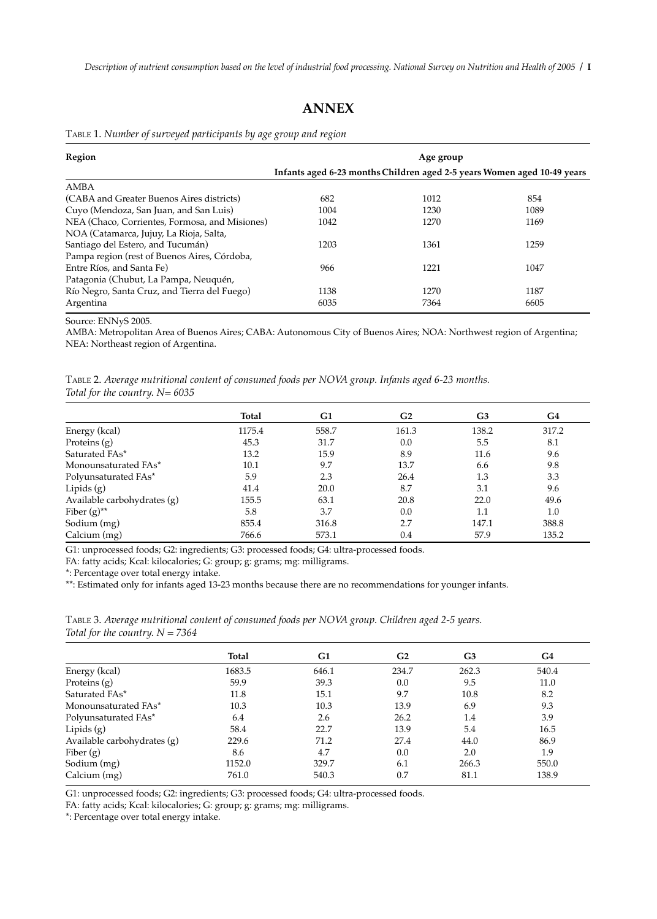## ANNEX

Table 1. *Number of surveyed participants by age group and region*

| Region | Age group | | |
|---|---|---|---|
| | Infants aged 6-23 months | Children aged 2-5 years | Women aged 10-49 years |
| AMBA (CABA and Greater Buenos Aires districts) | 682 | 1012 | 854 |
| Cuyo (Mendoza, San Juan, and San Luis) | 1004 | 1230 | 1089 |
| NEA (Chaco, Corrientes, Formosa, and Misiones) | 1042 | 1270 | 1169 |
| NOA (Catamarca, Jujuy, La Rioja, Salta, Santiago del Estero, and Tucumán) | 1203 | 1361 | 1259 |
| Pampa region (rest of Buenos Aires, Córdoba, Entre Ríos, and Santa Fe) | 966 | 1221 | 1047 |
| Patagonia (Chubut, La Pampa, Neuquén, Río Negro, Santa Cruz, and Tierra del Fuego) | 1138 | 1270 | 1187 |
| Argentina | 6035 | 7364 | 6605 |

Source: ENNyS 2005.

AMBA: Metropolitan Area of Buenos Aires; CABA: Autonomous City of Buenos Aires; NOA: Northwest region of Argentina; NEA: Northeast region of Argentina.

Table 2. *Average nutritional content of consumed foods per NOVA group. Infants aged 6-23 months. Total for the country. N= 6035*

| | Total | G1 | G2 | G3 | G4 |
|---|---|---|---|---|---|
| Energy (kcal) | 1175.4 | 558.7 | 161.3 | 138.2 | 317.2 |
| Proteins (g) | 45.3 | 31.7 | 0.0 | 5.5 | 8.1 |
| Saturated FAs* | 13.2 | 15.9 | 8.9 | 11.6 | 9.6 |
| Monounsaturated FAs* | 10.1 | 9.7 | 13.7 | 6.6 | 9.8 |
| Polyunsaturated FAs* | 5.9 | 2.3 | 26.4 | 1.3 | 3.3 |
| Lipids (g) | 41.4 | 20.0 | 8.7 | 3.1 | 9.6 |
| Available carbohydrates (g) | 155.5 | 63.1 | 20.8 | 22.0 | 49.6 |
| Fiber (g)** | 5.8 | 3.7 | 0.0 | 1.1 | 1.0 |
| Sodium (mg) | 855.4 | 316.8 | 2.7 | 147.1 | 388.8 |
| Calcium (mg) | 766.6 | 573.1 | 0.4 | 57.9 | 135.2 |

G1: unprocessed foods; G2: ingredients; G3: processed foods; G4: ultra-processed foods.

FA: fatty acids; Kcal: kilocalories; G: group; g: grams; mg: milligrams.

*: Percentage over total energy intake.

**: Estimated only for infants aged 13-23 months because there are no recommendations for younger infants.

Table 3. *Average nutritional content of consumed foods per NOVA group. Children aged 2-5 years. Total for the country. N = 7364*

| | Total | G1 | G2 | G3 | G4 |
|---|---|---|---|---|---|
| Energy (kcal) | 1683.5 | 646.1 | 234.7 | 262.3 | 540.4 |
| Proteins (g) | 59.9 | 39.3 | 0.0 | 9.5 | 11.0 |
| Saturated FAs* | 11.8 | 15.1 | 9.7 | 10.8 | 8.2 |
| Monounsaturated FAs* | 10.3 | 10.3 | 13.9 | 6.9 | 9.3 |
| Polyunsaturated FAs* | 6.4 | 2.6 | 26.2 | 1.4 | 3.9 |
| Lipids (g) | 58.4 | 22.7 | 13.9 | 5.4 | 16.5 |
| Available carbohydrates (g) | 229.6 | 71.2 | 27.4 | 44.0 | 86.9 |
| Fiber (g) | 8.6 | 4.7 | 0.0 | 2.0 | 1.9 |
| Sodium (mg) | 1152.0 | 329.7 | 6.1 | 266.3 | 550.0 |
| Calcium (mg) | 761.0 | 540.3 | 0.7 | 81.1 | 138.9 |

G1: unprocessed foods; G2: ingredients; G3: processed foods; G4: ultra-processed foods.

FA: fatty acids; Kcal: kilocalories; G: group; g: grams; mg: milligrams.

*: Percentage over total energy intake.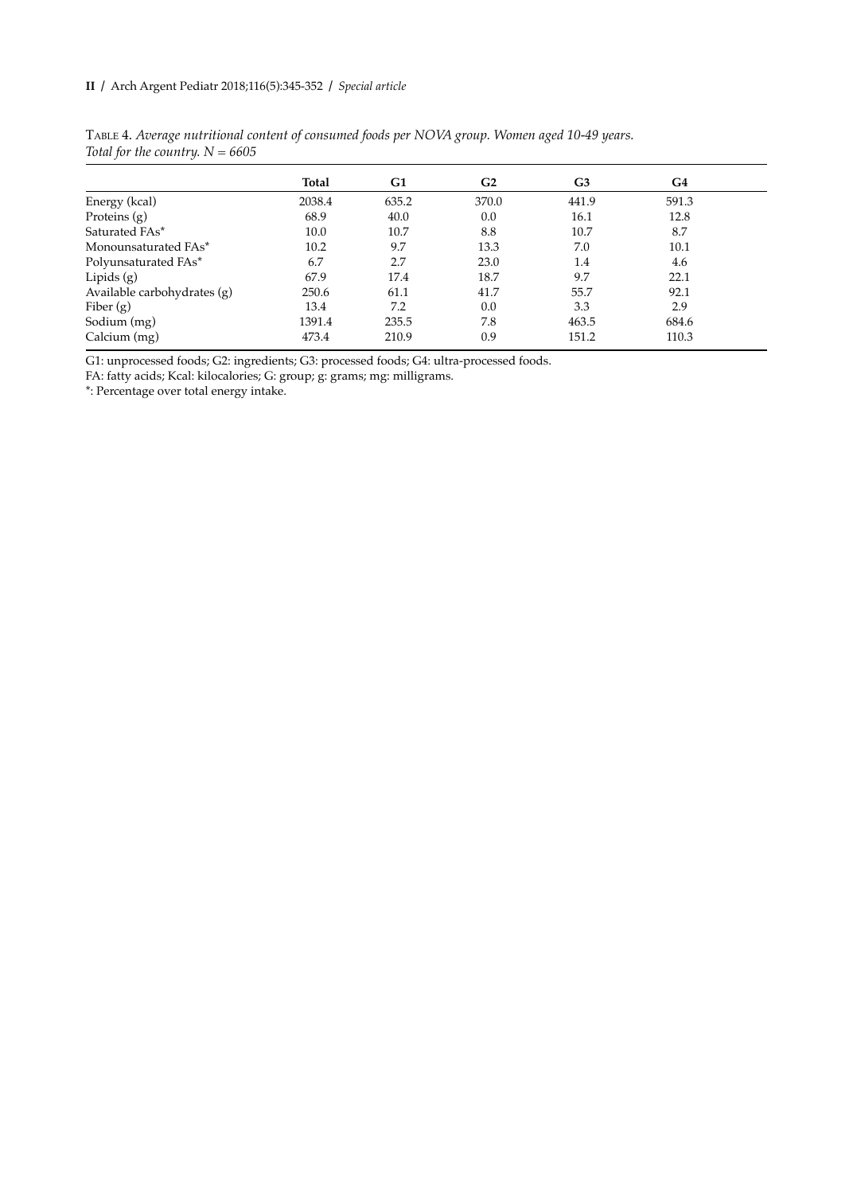Table 4. *Average nutritional content of consumed foods per NOVA group. Women aged 10-49 years. Total for the country. N = 6605*

| | Total | G1 | G2 | G3 | G4 |
|---|---|---|---|---|---|
| Energy (kcal) | 2038.4 | 635.2 | 370.0 | 441.9 | 591.3 |
| Proteins (g) | 68.9 | 40.0 | 0.0 | 16.1 | 12.8 |
| Saturated FAs* | 10.0 | 10.7 | 8.8 | 10.7 | 8.7 |
| Monounsaturated FAs* | 10.2 | 9.7 | 13.3 | 7.0 | 10.1 |
| Polyunsaturated FAs* | 6.7 | 2.7 | 23.0 | 1.4 | 4.6 |
| Lipids (g) | 67.9 | 17.4 | 18.7 | 9.7 | 22.1 |
| Available carbohydrates (g) | 250.6 | 61.1 | 41.7 | 55.7 | 92.1 |
| Fiber (g) | 13.4 | 7.2 | 0.0 | 3.3 | 2.9 |
| Sodium (mg) | 1391.4 | 235.5 | 7.8 | 463.5 | 684.6 |
| Calcium (mg) | 473.4 | 210.9 | 0.9 | 151.2 | 110.3 |

G1: unprocessed foods; G2: ingredients; G3: processed foods; G4: ultra-processed foods.

FA: fatty acids; Kcal: kilocalories; G: group; g: grams; mg: milligrams.

*: Percentage over total energy intake.